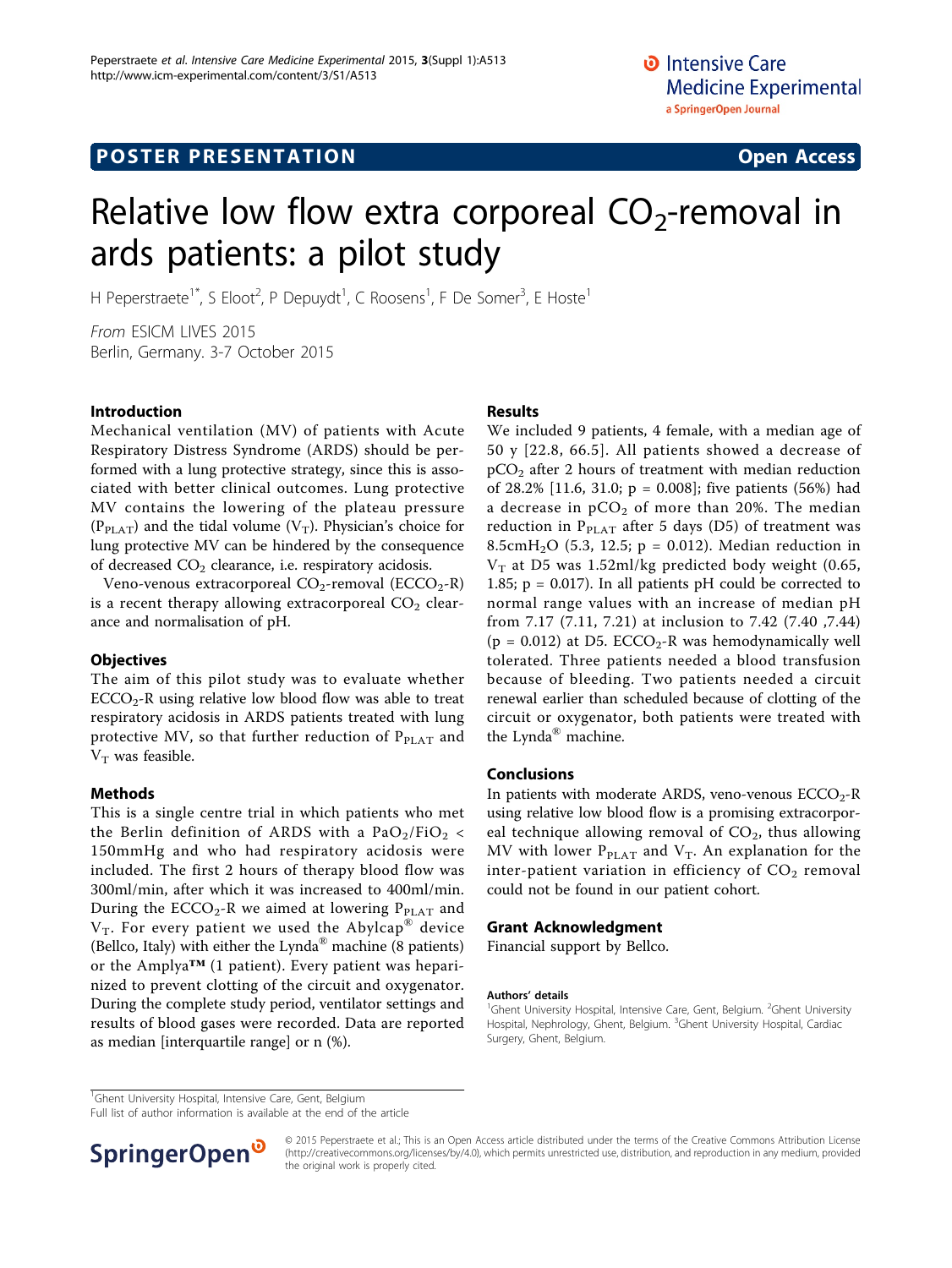POSTER PRESENTATION Open Access

# Relative low flow extra corporeal $CO_2$-removal in ards patients: a pilot study

H Peperstraete[1*], S Eloot[2], P Depuydt[1], C Roosens[1], F De Somer[3], E Hoste[1]

*From* ESICM LIVES 2015
Berlin, Germany. 3-7 October 2015

### Introduction

Mechanical ventilation (MV) of patients with Acute Respiratory Distress Syndrome (ARDS) should be performed with a lung protective strategy, since this is associated with better clinical outcomes. Lung protective MV contains the lowering of the plateau pressure ($P_{PLAT}$) and the tidal volume ($V_T$). Physician's choice for lung protective MV can be hindered by the consequence of decreased $CO_2$ clearance, i.e. respiratory acidosis.

Veno-venous extracorporeal $CO_2$-removal ($ECCO_2$-R) is a recent therapy allowing extracorporeal $CO_2$ clearance and normalisation of pH.

### Objectives

The aim of this pilot study was to evaluate whether $ECCO_2$-R using relative low blood flow was able to treat respiratory acidosis in ARDS patients treated with lung protective MV, so that further reduction of $P_{PLAT}$ and $V_T$ was feasible.

### Methods

This is a single centre trial in which patients who met the Berlin definition of ARDS with a $PaO_2/FiO_2$ < 150mmHg and who had respiratory acidosis were included. The first 2 hours of therapy blood flow was 300ml/min, after which it was increased to 400ml/min. During the $ECCO_2$-R we aimed at lowering $P_{PLAT}$ and $V_T$. For every patient we used the Abylcap® device (Bellco, Italy) with either the Lynda® machine (8 patients) or the Amplya™ (1 patient). Every patient was heparinized to prevent clotting of the circuit and oxygenator. During the complete study period, ventilator settings and results of blood gases were recorded. Data are reported as median [interquartile range] or n (%).

### Results

We included 9 patients, 4 female, with a median age of 50 y [22.8, 66.5]. All patients showed a decrease of $pCO_2$ after 2 hours of treatment with median reduction of 28.2% [11.6, 31.0; $p = 0.008$]; five patients (56%) had a decrease in $pCO_2$ of more than 20%. The median reduction in $P_{PLAT}$ after 5 days (D5) of treatment was 8.5cm$H_2O$ (5.3, 12.5; $p = 0.012$). Median reduction in $V_T$ at D5 was 1.52ml/kg predicted body weight (0.65, 1.85; $p = 0.017$). In all patients pH could be corrected to normal range values with an increase of median pH from 7.17 (7.11, 7.21) at inclusion to 7.42 (7.40 ,7.44) ($p = 0.012$) at D5. $ECCO_2$-R was hemodynamically well tolerated. Three patients needed a blood transfusion because of bleeding. Two patients needed a circuit renewal earlier than scheduled because of clotting of the circuit or oxygenator, both patients were treated with the Lynda® machine.

### Conclusions

In patients with moderate ARDS, veno-venous $ECCO_2$-R using relative low blood flow is a promising extracorporeal technique allowing removal of $CO_2$, thus allowing MV with lower $P_{PLAT}$ and $V_T$. An explanation for the inter-patient variation in efficiency of $CO_2$ removal could not be found in our patient cohort.

### Grant Acknowledgment

Financial support by Bellco.

#### Authors' details

[1]Ghent University Hospital, Intensive Care, Gent, Belgium. [2]Ghent University Hospital, Nephrology, Ghent, Belgium. [3]Ghent University Hospital, Cardiac Surgery, Ghent, Belgium.

[1]Ghent University Hospital, Intensive Care, Gent, Belgium
Full list of author information is available at the end of the article

© 2015 Peperstraete et al.; This is an Open Access article distributed under the terms of the Creative Commons Attribution License (http://creativecommons.org/licenses/by/4.0), which permits unrestricted use, distribution, and reproduction in any medium, provided the original work is properly cited.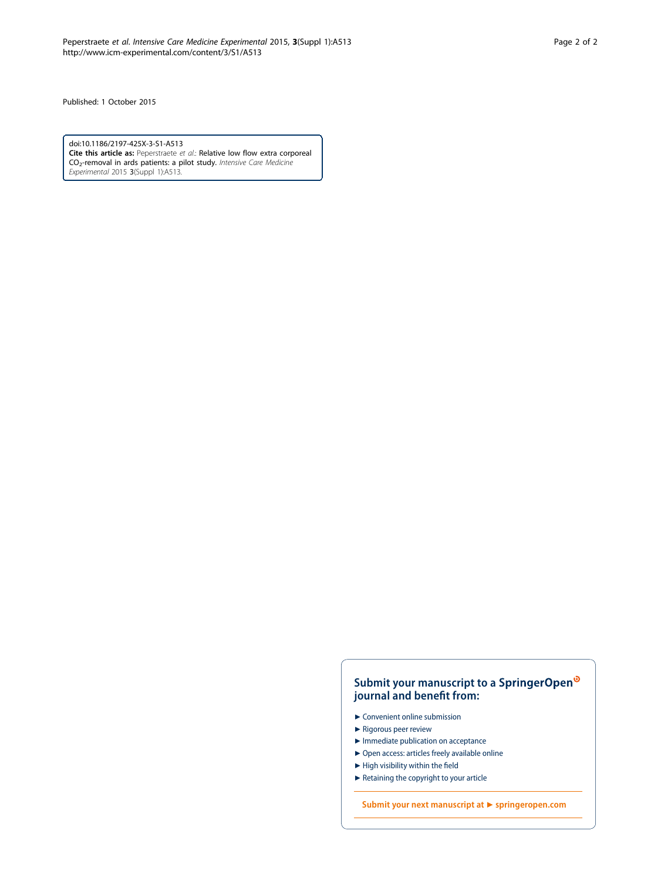Published: 1 October 2015

doi:10.1186/2197-425X-3-S1-A513

**Cite this article as:** Peperstraete *et al.*: Relative low flow extra corporeal $CO_2$-removal in ards patients: a pilot study. *Intensive Care Medicine Experimental* 2015 **3**(Suppl 1):A513.

**Submit your manuscript to a SpringerOpen journal and benefit from:**

- ► Convenient online submission
- ► Rigorous peer review
- ► Immediate publication on acceptance
- ► Open access: articles freely available online
- ► High visibility within the field
- ► Retaining the copyright to your article

**Submit your next manuscript at ► springeropen.com**